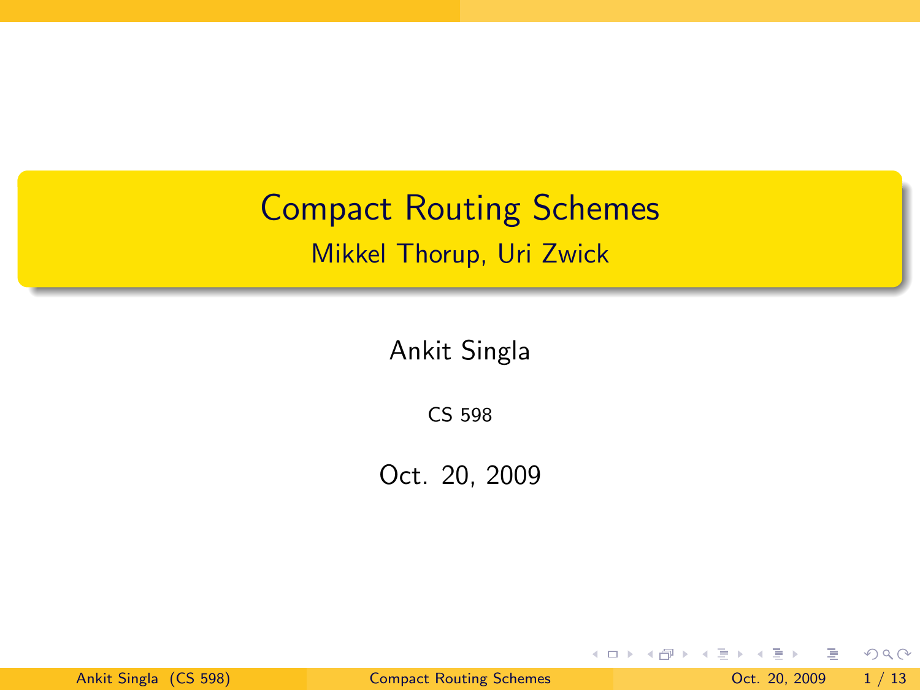# Compact Routing Schemes

## Mikkel Thorup, Uri Zwick

Ankit Singla

CS 598

Oct. 20, 2009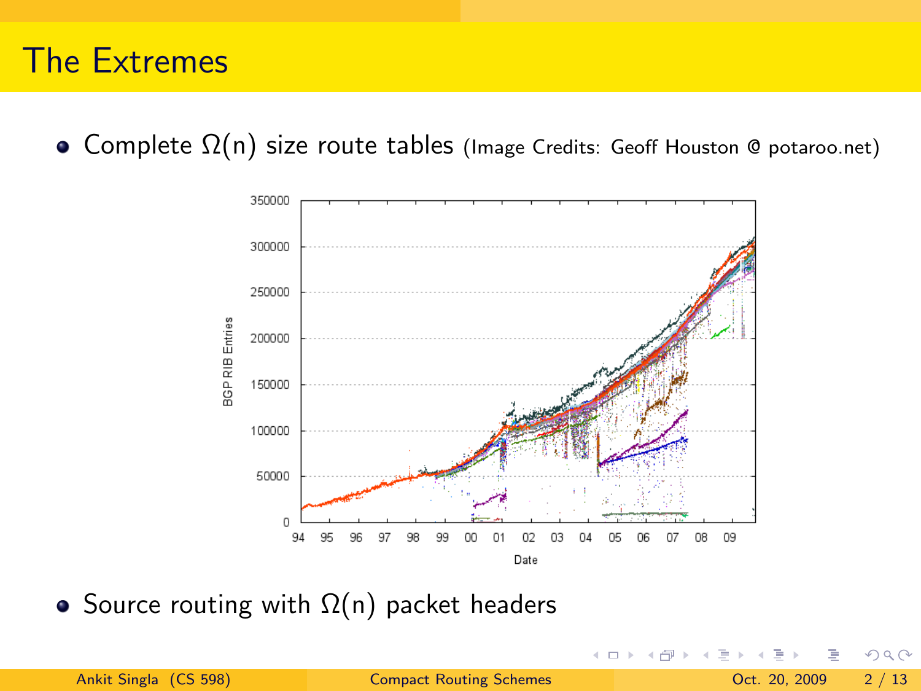# The Extremes

- Complete $\Omega(n)$ size route tables (Image Credits: Geoff Houston @ potaroo.net)

- Source routing with $\Omega(n)$ packet headers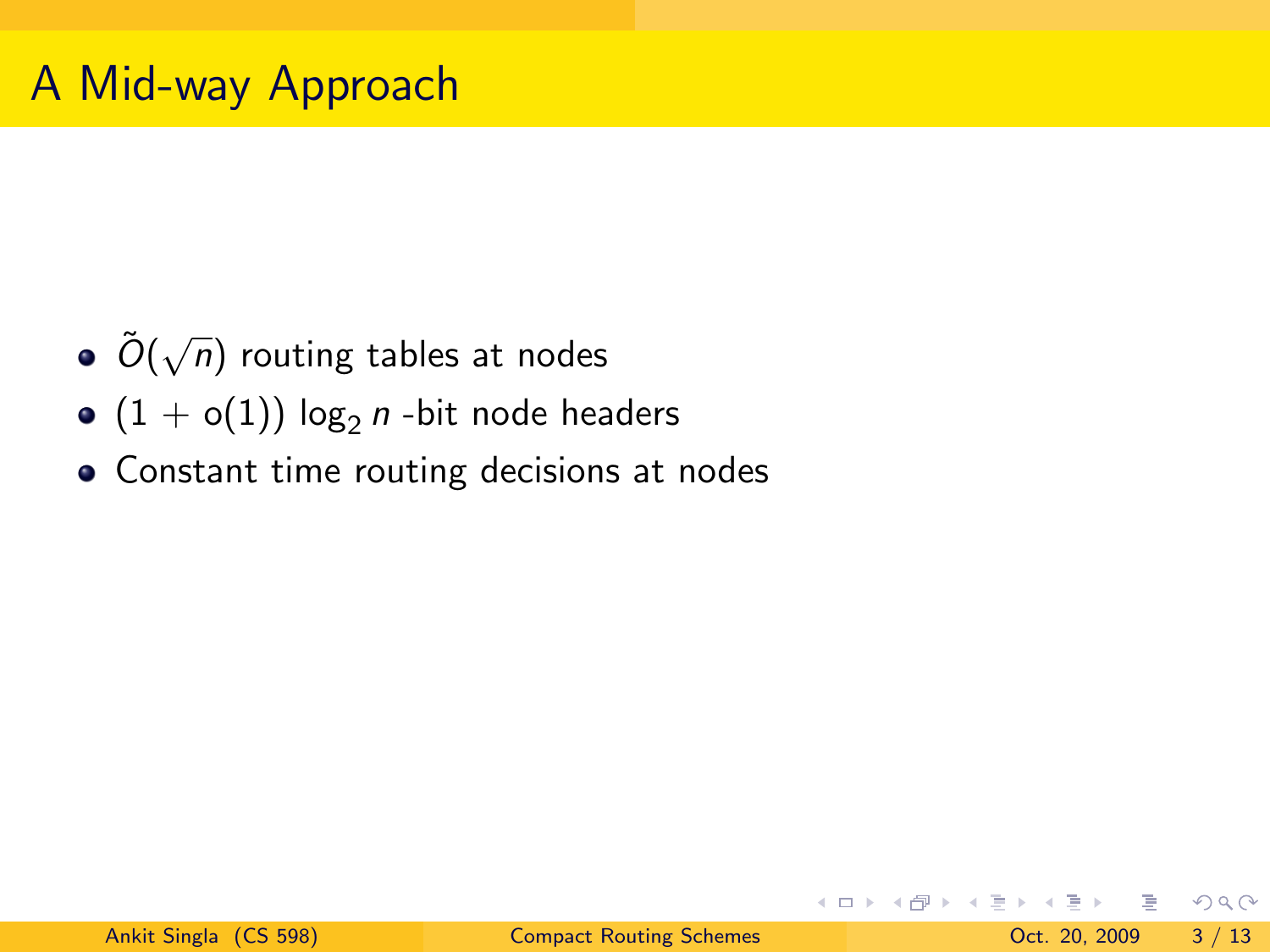# A Mid-way Approach

- $\tilde{O}(\sqrt{n})$ routing tables at nodes
- $(1 + o(1)) \log_2 n$ -bit node headers
- Constant time routing decisions at nodes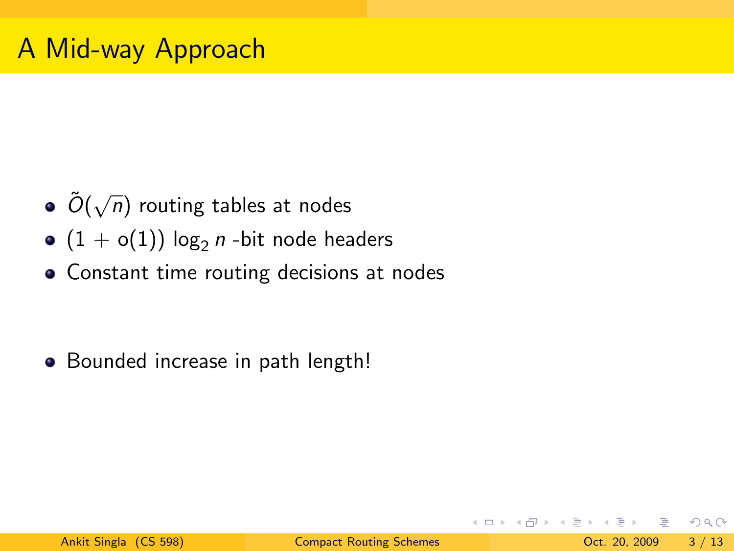# A Mid-way Approach

- $\tilde{O}(\sqrt{n})$ routing tables at nodes
- $(1 + o(1)) \log_2 n$ -bit node headers
- Constant time routing decisions at nodes

- Bounded increase in path length!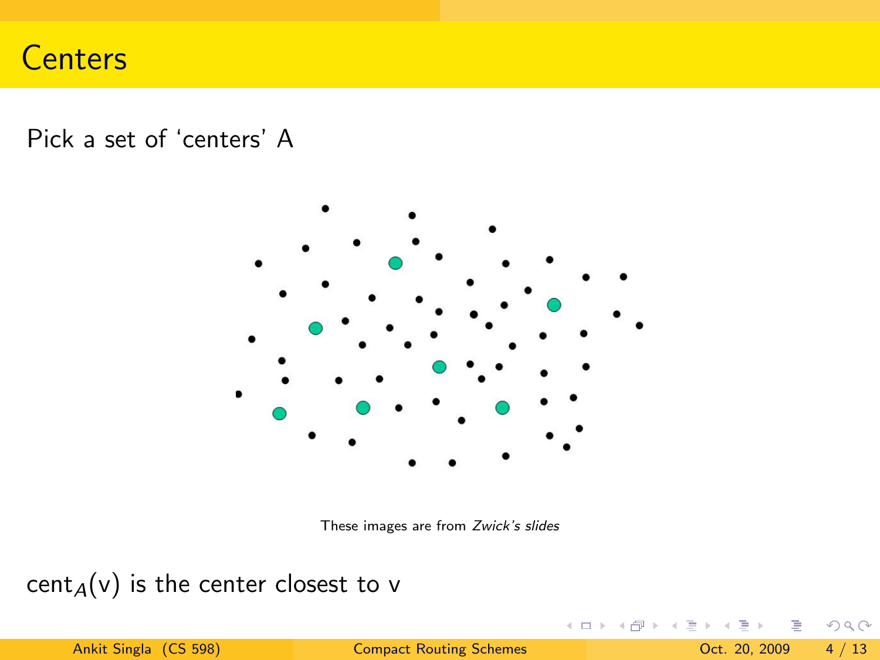# Centers

Pick a set of 'centers' A

These images are from *Zwick's slides*

$\text{cent}_A(\text{v})$ is the center closest to v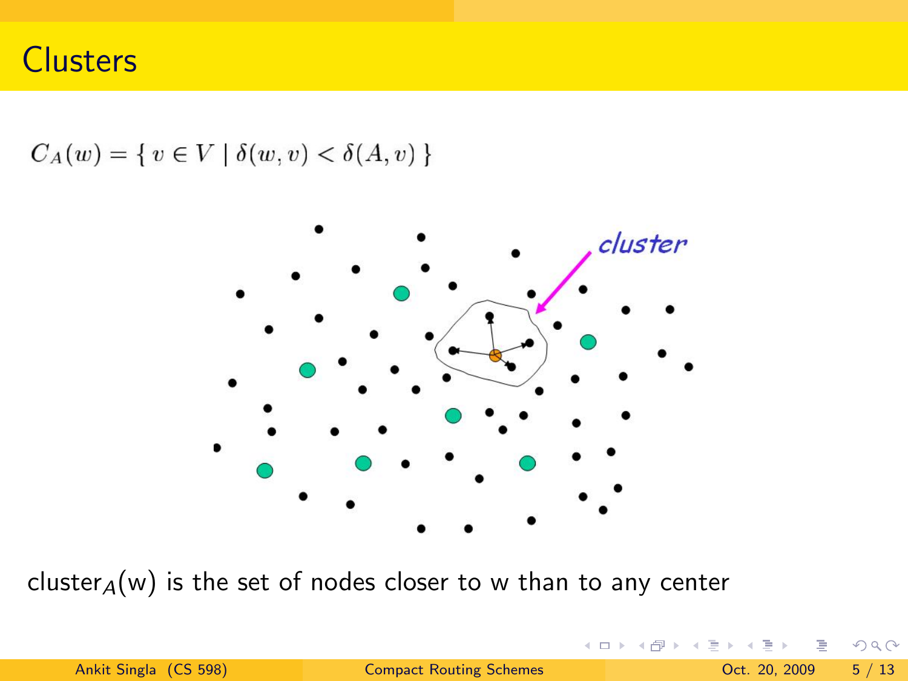# Clusters

$$C_A(w) = \{ v \in V \mid \delta(w, v) < \delta(A, v) \}$$

cluster

cluster$_A$(w) is the set of nodes closer to w than to any center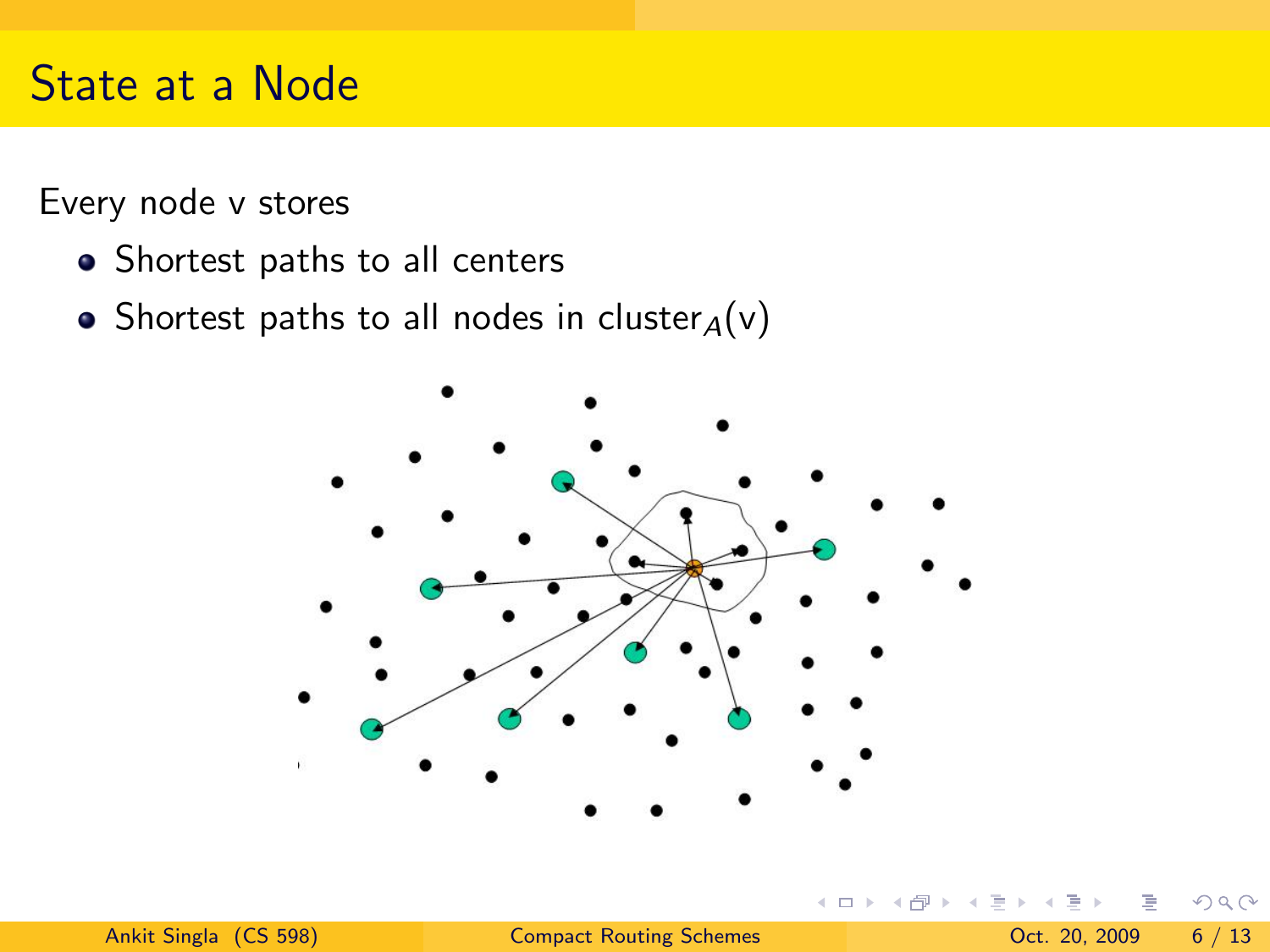# State at a Node

Every node v stores

- Shortest paths to all centers
- Shortest paths to all nodes in $\text{cluster}_A(v)$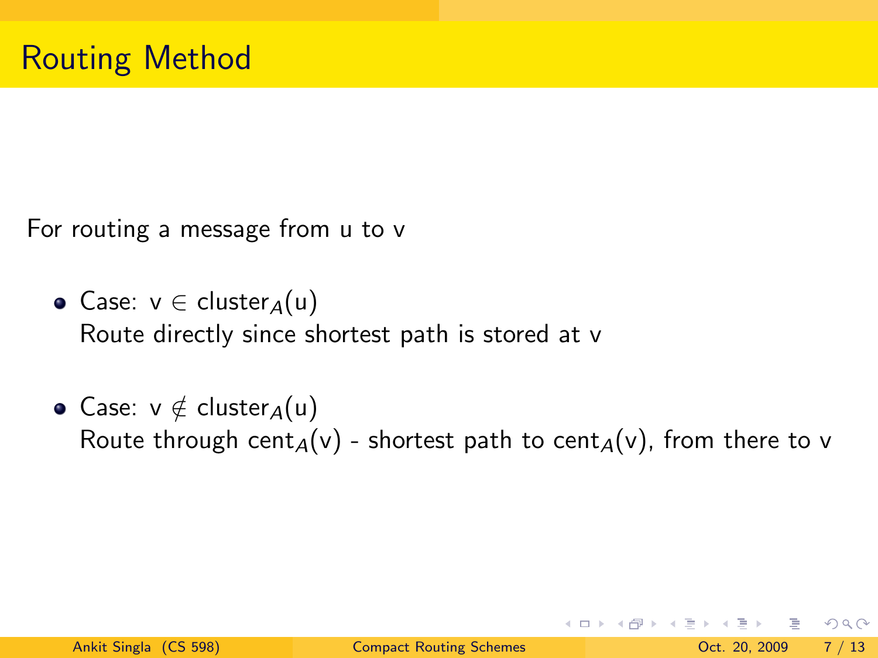# Routing Method

For routing a message from u to v

- Case: $v \in \text{cluster}_A(u)$
  Route directly since shortest path is stored at v
- Case: $v \notin \text{cluster}_A(u)$
  Route through $\text{cent}_A(v)$ - shortest path to $\text{cent}_A(v)$, from there to v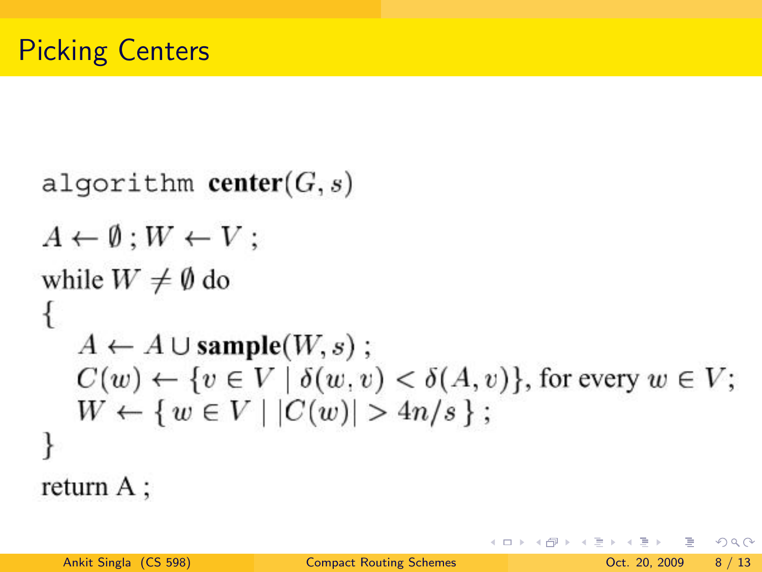# Picking Centers

algorithm **center**$(G, s)$

$A \leftarrow \emptyset \,;\, W \leftarrow V \,;$

while $W \neq \emptyset$ do

{

  $A \leftarrow A \cup \textbf{sample}(W, s)$ ;

  $C(w) \leftarrow \{v \in V \mid \delta(w, v) < \delta(A, v)\}$, for every $w \in V$;

  $W \leftarrow \{\, w \in V \mid |C(w)| > 4n/s \,\}$ ;

}

return A ;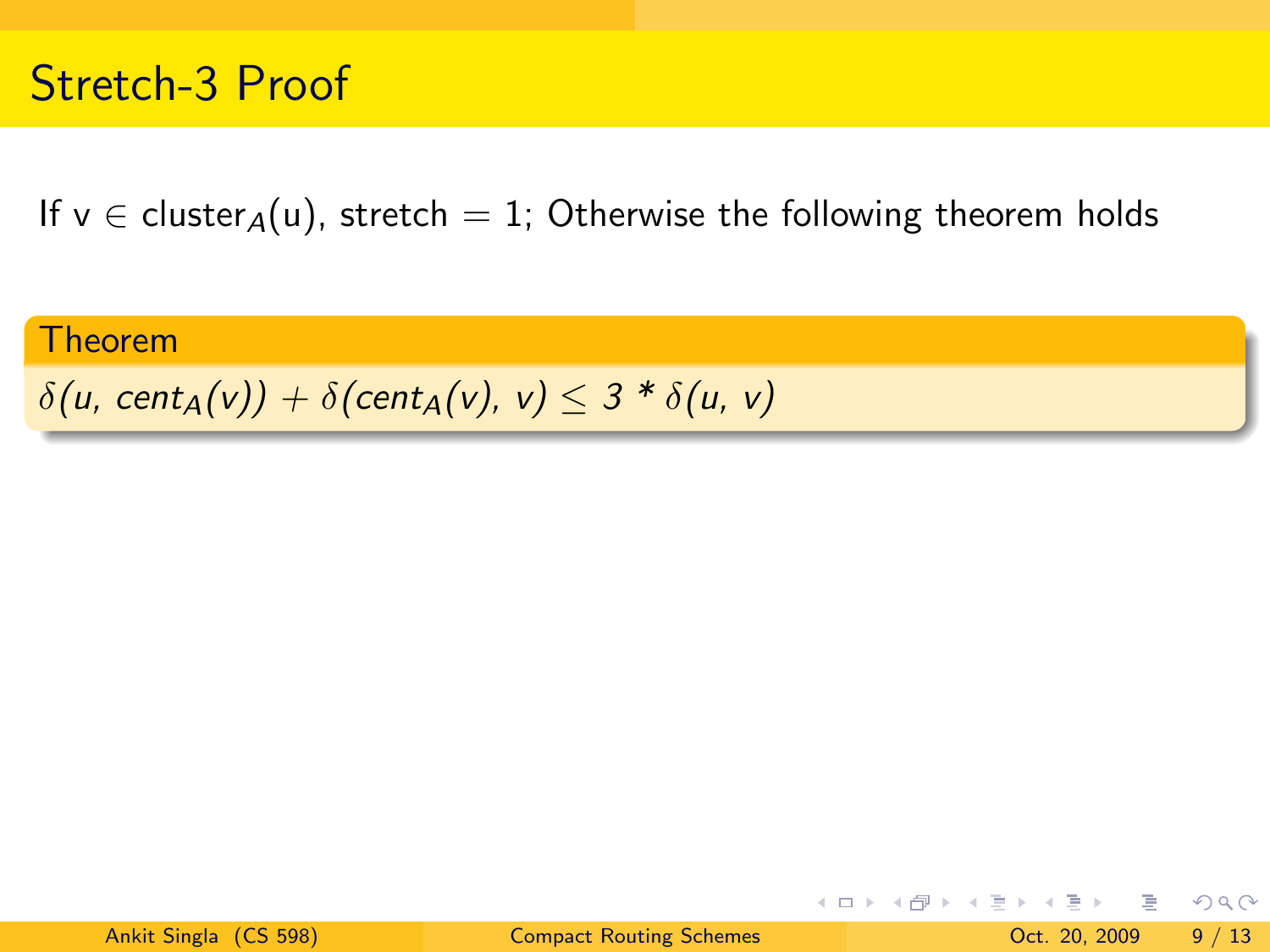# Stretch-3 Proof

If $v \in \text{cluster}_A(u)$, stretch $= 1$; Otherwise the following theorem holds

**Theorem**

$\delta(u, \text{cent}_A(v)) + \delta(\text{cent}_A(v), v) \leq 3 * \delta(u, v)$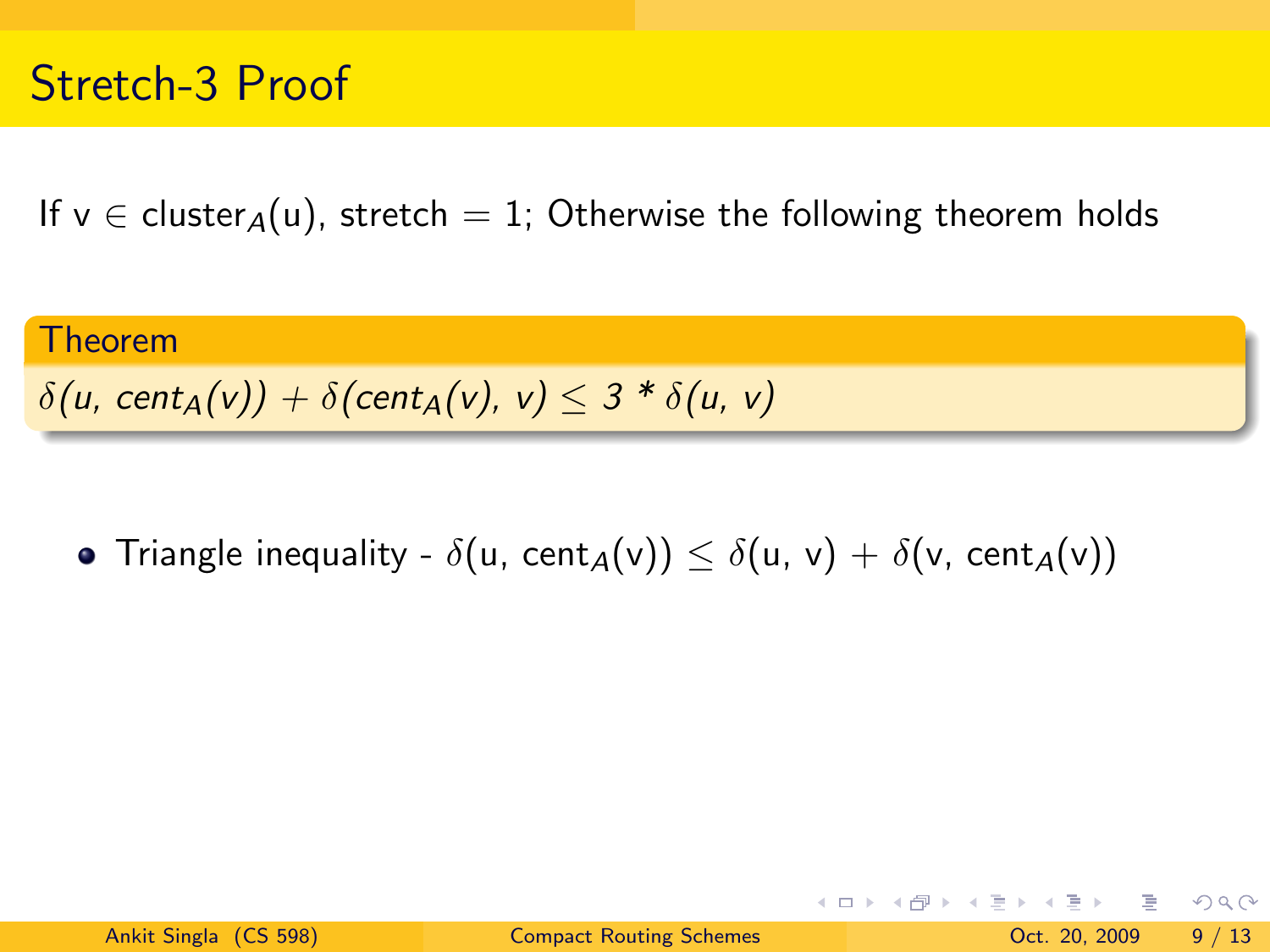# Stretch-3 Proof

If $v \in cluster_A(u)$, stretch = 1; Otherwise the following theorem holds

**Theorem**

*$\delta(u, cent_A(v)) + \delta(cent_A(v), v) \leq 3 * \delta(u, v)$*

- Triangle inequality - $\delta(u, cent_A(v)) \leq \delta(u, v) + \delta(v, cent_A(v))$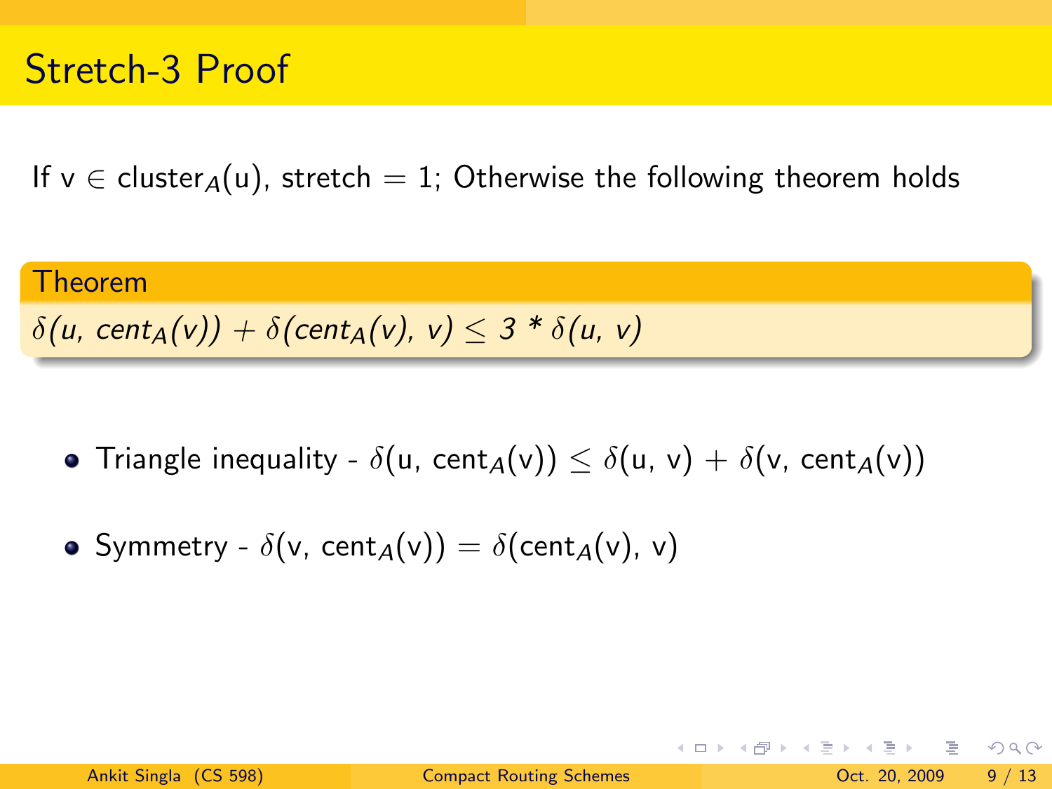# Stretch-3 Proof

If $v \in \text{cluster}_A(u)$, stretch = 1; Otherwise the following theorem holds

**Theorem**

$\delta(u, \text{cent}_A(v)) + \delta(\text{cent}_A(v), v) \leq 3 * \delta(u, v)$

- Triangle inequality - $\delta(u, \text{cent}_A(v)) \leq \delta(u, v) + \delta(v, \text{cent}_A(v))$
- Symmetry - $\delta(v, \text{cent}_A(v)) = \delta(\text{cent}_A(v), v)$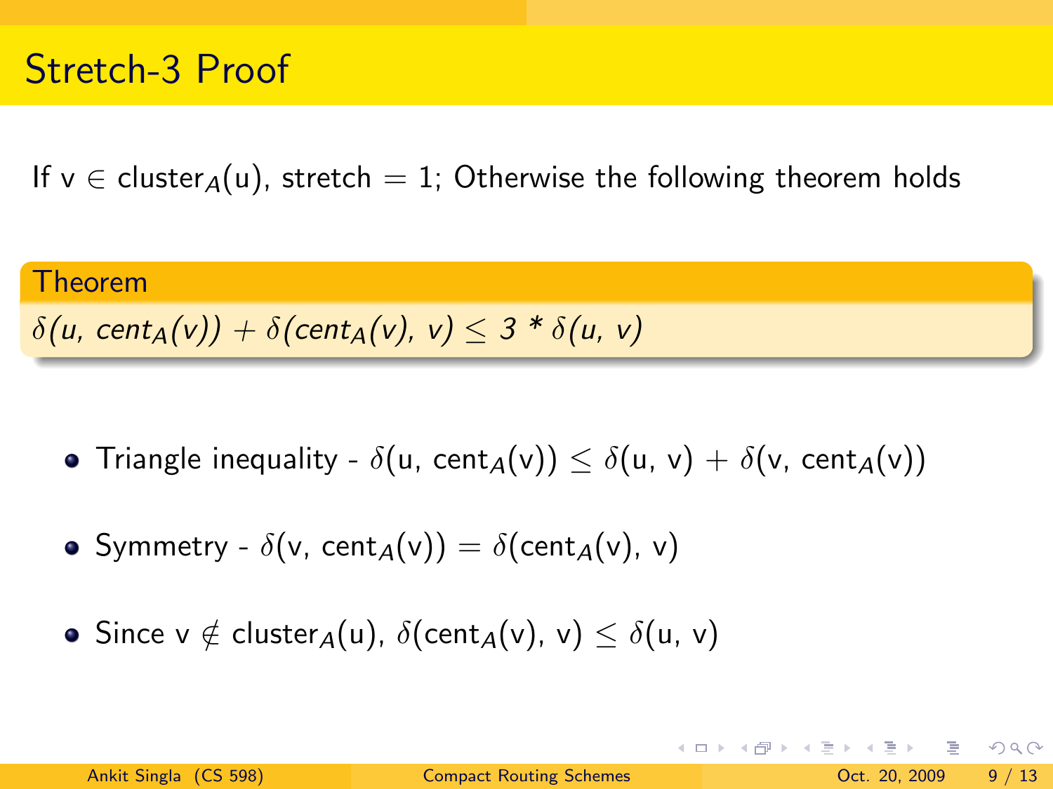# Stretch-3 Proof

If $v \in \text{cluster}_A(u)$, stretch $= 1$; Otherwise the following theorem holds

**Theorem**

*$\delta(u, \text{cent}_A(v)) + \delta(\text{cent}_A(v), v) \leq 3 * \delta(u, v)$*

- Triangle inequality - $\delta(u, \text{cent}_A(v)) \leq \delta(u, v) + \delta(v, \text{cent}_A(v))$
- Symmetry - $\delta(v, \text{cent}_A(v)) = \delta(\text{cent}_A(v), v)$
- Since $v \notin \text{cluster}_A(u)$, $\delta(\text{cent}_A(v), v) \leq \delta(u, v)$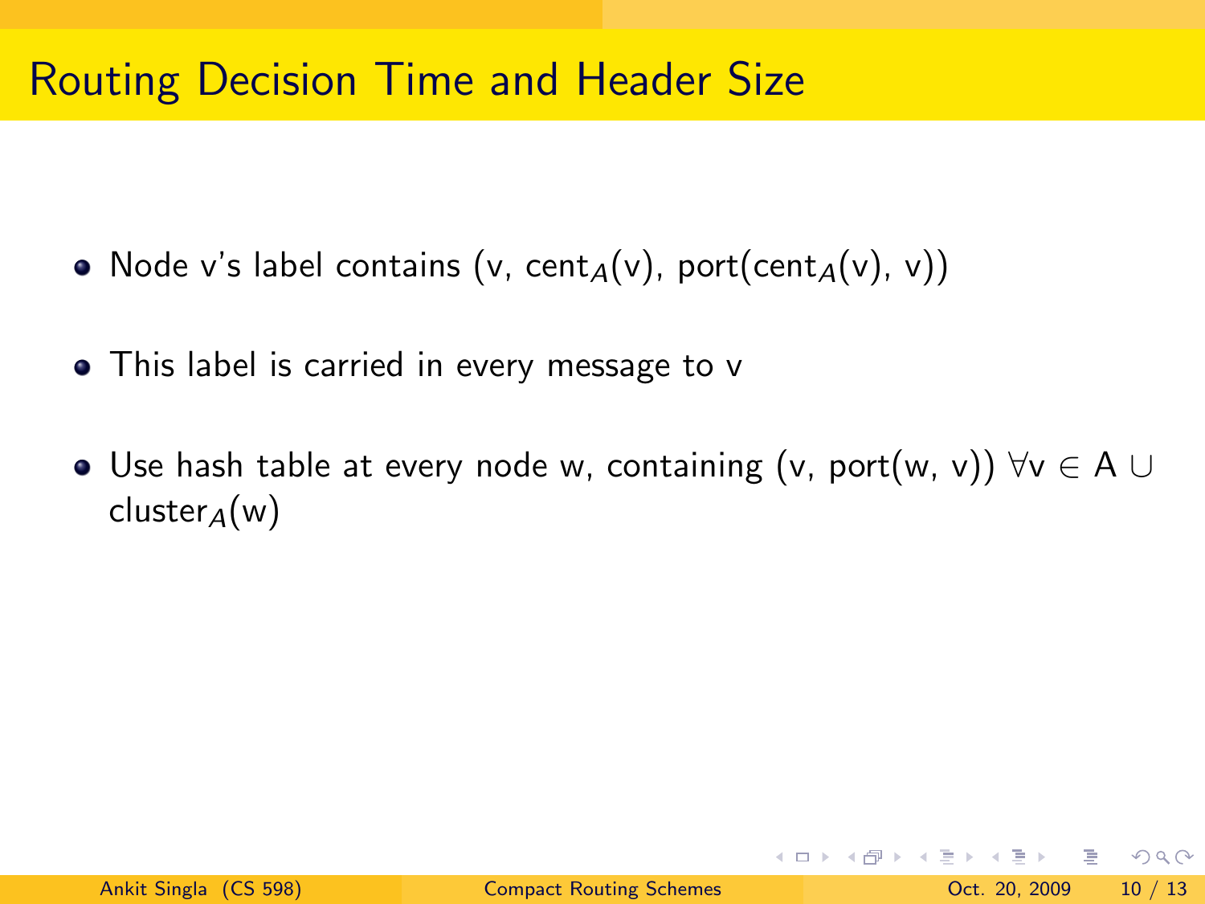# Routing Decision Time and Header Size

- Node v's label contains (v, $\text{cent}_A(v)$, port($\text{cent}_A(v)$, v))
- This label is carried in every message to v
- Use hash table at every node w, containing (v, port(w, v)) $\forall v \in A \cup \text{cluster}_A(w)$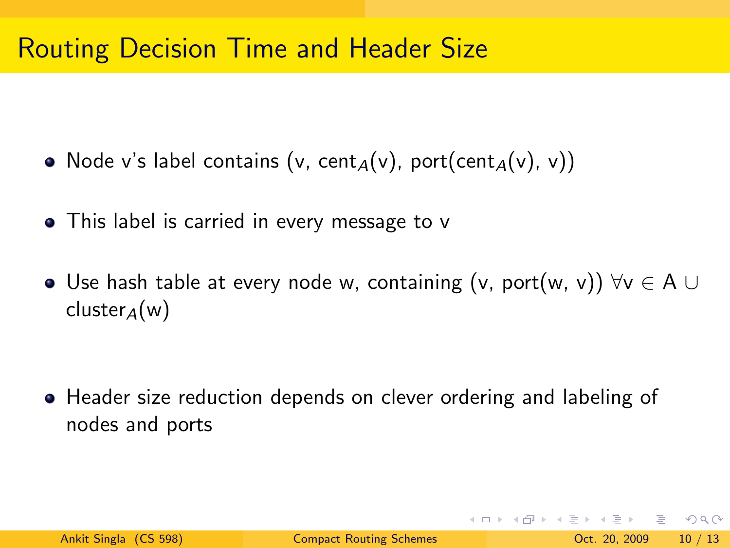# Routing Decision Time and Header Size

- Node v's label contains (v, $\text{cent}_A(v)$, port($\text{cent}_A(v)$, v))
- This label is carried in every message to v
- Use hash table at every node w, containing (v, port(w, v)) $\forall v \in A \cup \text{cluster}_A(w)$
- Header size reduction depends on clever ordering and labeling of nodes and ports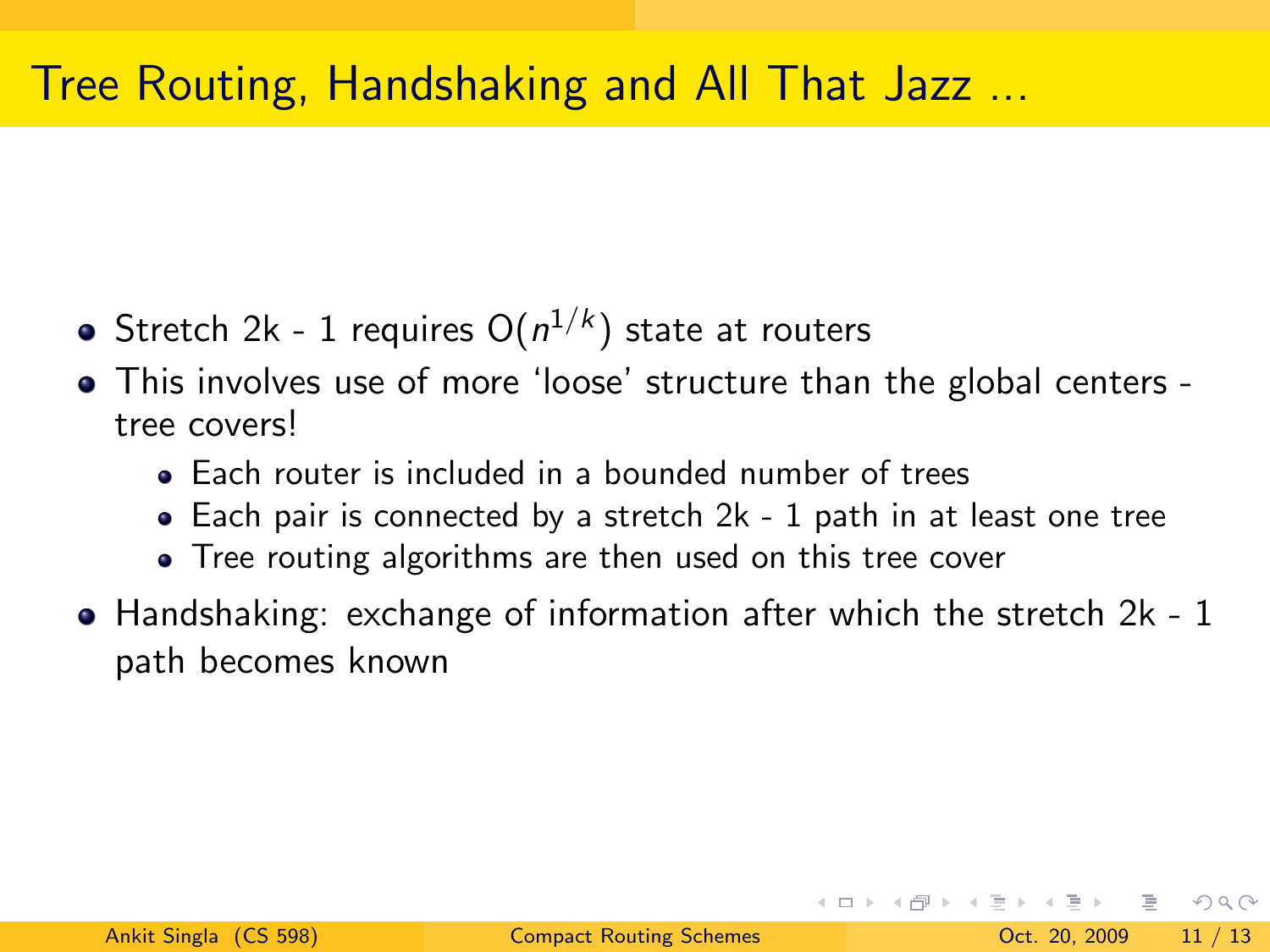# Tree Routing, Handshaking and All That Jazz ...

- Stretch 2k - 1 requires $O(n^{1/k})$ state at routers
- This involves use of more 'loose' structure than the global centers - tree covers!
  - Each router is included in a bounded number of trees
  - Each pair is connected by a stretch 2k - 1 path in at least one tree
  - Tree routing algorithms are then used on this tree cover
- Handshaking: exchange of information after which the stretch 2k - 1 path becomes known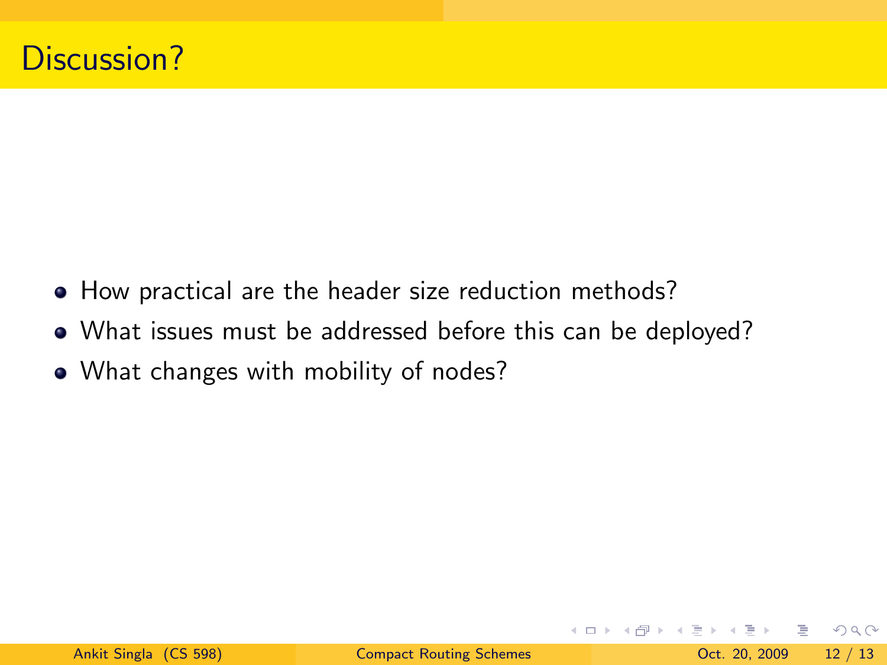# Discussion?

- How practical are the header size reduction methods?
- What issues must be addressed before this can be deployed?
- What changes with mobility of nodes?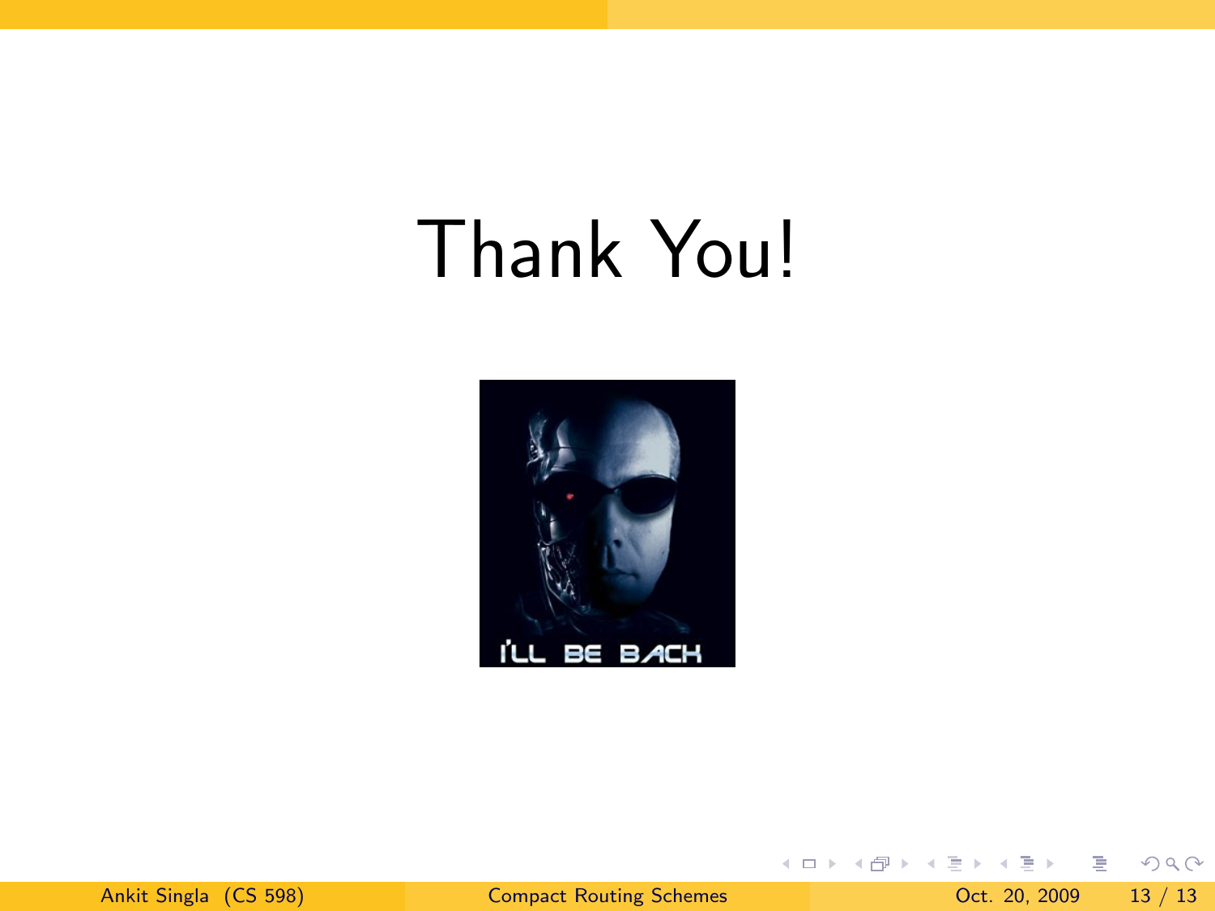# Thank You!